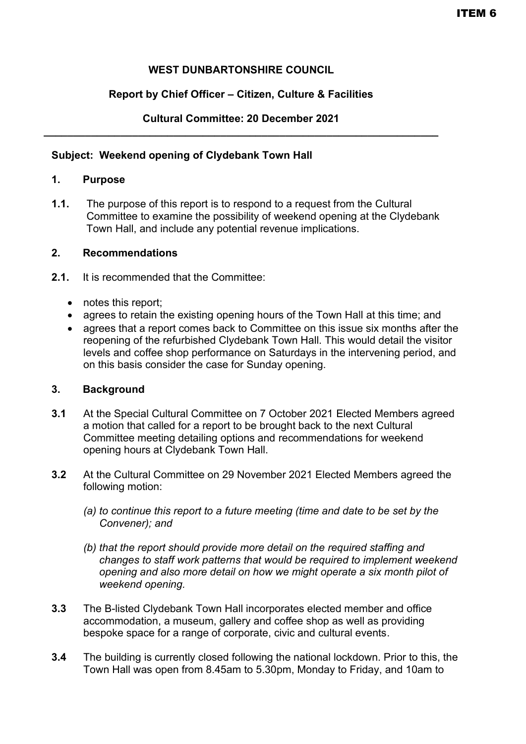ITEM 6

**WEST DUNBARTONSHIRE COUNCIL**

**Report by Chief Officer – Citizen, Culture & Facilities**

**Cultural Committee: 20 December 2021**

---

**Subject: Weekend opening of Clydebank Town Hall**

## 1. Purpose

**1.1.** The purpose of this report is to respond to a request from the Cultural Committee to examine the possibility of weekend opening at the Clydebank Town Hall, and include any potential revenue implications.

## 2. Recommendations

**2.1.** It is recommended that the Committee:

- notes this report;
- agrees to retain the existing opening hours of the Town Hall at this time; and
- agrees that a report comes back to Committee on this issue six months after the reopening of the refurbished Clydebank Town Hall. This would detail the visitor levels and coffee shop performance on Saturdays in the intervening period, and on this basis consider the case for Sunday opening.

## 3. Background

**3.1** At the Special Cultural Committee on 7 October 2021 Elected Members agreed a motion that called for a report to be brought back to the next Cultural Committee meeting detailing options and recommendations for weekend opening hours at Clydebank Town Hall.

**3.2** At the Cultural Committee on 29 November 2021 Elected Members agreed the following motion:

*(a) to continue this report to a future meeting (time and date to be set by the Convener); and*

*(b) that the report should provide more detail on the required staffing and changes to staff work patterns that would be required to implement weekend opening and also more detail on how we might operate a six month pilot of weekend opening.*

**3.3** The B-listed Clydebank Town Hall incorporates elected member and office accommodation, a museum, gallery and coffee shop as well as providing bespoke space for a range of corporate, civic and cultural events.

**3.4** The building is currently closed following the national lockdown. Prior to this, the Town Hall was open from 8.45am to 5.30pm, Monday to Friday, and 10am to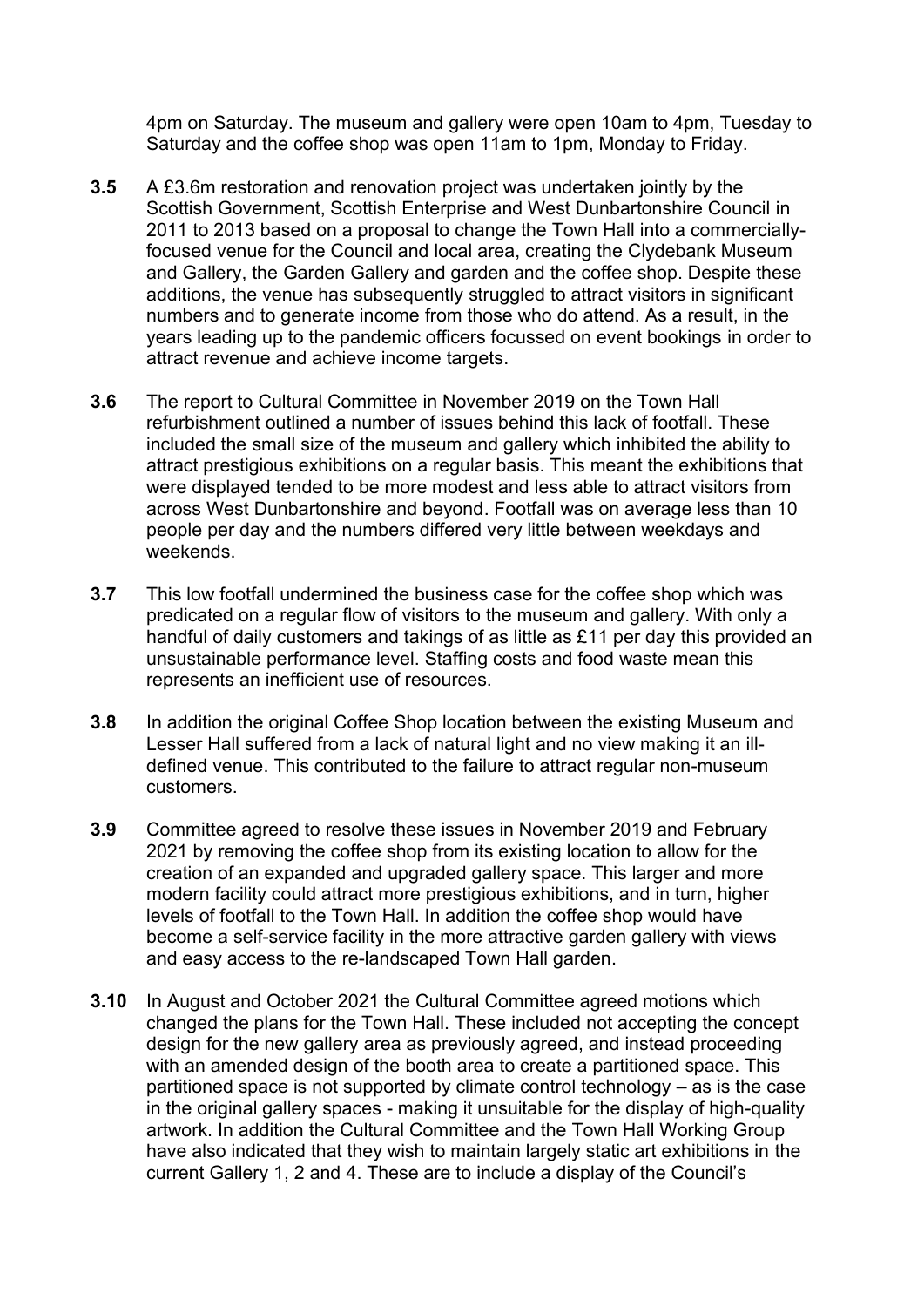4pm on Saturday. The museum and gallery were open 10am to 4pm, Tuesday to Saturday and the coffee shop was open 11am to 1pm, Monday to Friday.

**3.5** A £3.6m restoration and renovation project was undertaken jointly by the Scottish Government, Scottish Enterprise and West Dunbartonshire Council in 2011 to 2013 based on a proposal to change the Town Hall into a commercially-focused venue for the Council and local area, creating the Clydebank Museum and Gallery, the Garden Gallery and garden and the coffee shop. Despite these additions, the venue has subsequently struggled to attract visitors in significant numbers and to generate income from those who do attend. As a result, in the years leading up to the pandemic officers focussed on event bookings in order to attract revenue and achieve income targets.

**3.6** The report to Cultural Committee in November 2019 on the Town Hall refurbishment outlined a number of issues behind this lack of footfall. These included the small size of the museum and gallery which inhibited the ability to attract prestigious exhibitions on a regular basis. This meant the exhibitions that were displayed tended to be more modest and less able to attract visitors from across West Dunbartonshire and beyond. Footfall was on average less than 10 people per day and the numbers differed very little between weekdays and weekends.

**3.7** This low footfall undermined the business case for the coffee shop which was predicated on a regular flow of visitors to the museum and gallery. With only a handful of daily customers and takings of as little as £11 per day this provided an unsustainable performance level. Staffing costs and food waste mean this represents an inefficient use of resources.

**3.8** In addition the original Coffee Shop location between the existing Museum and Lesser Hall suffered from a lack of natural light and no view making it an ill-defined venue. This contributed to the failure to attract regular non-museum customers.

**3.9** Committee agreed to resolve these issues in November 2019 and February 2021 by removing the coffee shop from its existing location to allow for the creation of an expanded and upgraded gallery space. This larger and more modern facility could attract more prestigious exhibitions, and in turn, higher levels of footfall to the Town Hall. In addition the coffee shop would have become a self-service facility in the more attractive garden gallery with views and easy access to the re-landscaped Town Hall garden.

**3.10** In August and October 2021 the Cultural Committee agreed motions which changed the plans for the Town Hall. These included not accepting the concept design for the new gallery area as previously agreed, and instead proceeding with an amended design of the booth area to create a partitioned space. This partitioned space is not supported by climate control technology – as is the case in the original gallery spaces - making it unsuitable for the display of high-quality artwork. In addition the Cultural Committee and the Town Hall Working Group have also indicated that they wish to maintain largely static art exhibitions in the current Gallery 1, 2 and 4. These are to include a display of the Council's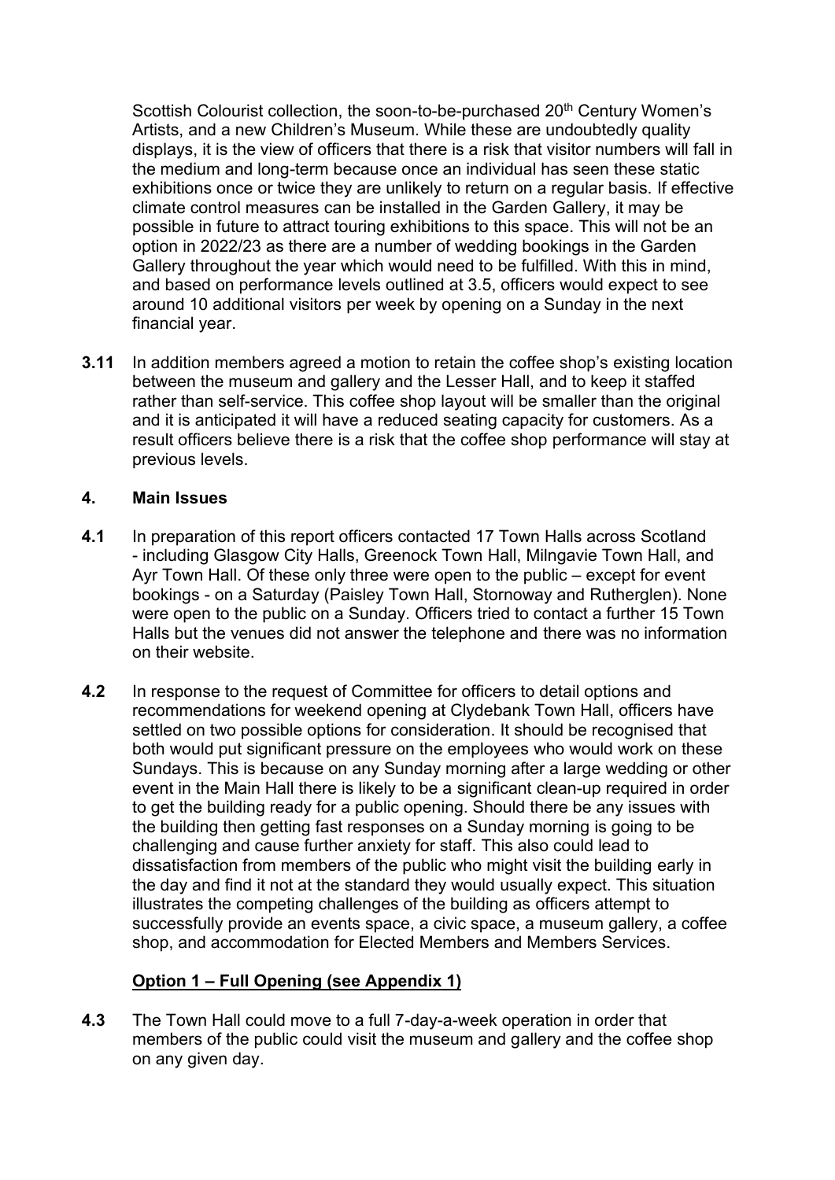Scottish Colourist collection, the soon-to-be-purchased 20th Century Women's Artists, and a new Children's Museum. While these are undoubtedly quality displays, it is the view of officers that there is a risk that visitor numbers will fall in the medium and long-term because once an individual has seen these static exhibitions once or twice they are unlikely to return on a regular basis. If effective climate control measures can be installed in the Garden Gallery, it may be possible in future to attract touring exhibitions to this space. This will not be an option in 2022/23 as there are a number of wedding bookings in the Garden Gallery throughout the year which would need to be fulfilled. With this in mind, and based on performance levels outlined at 3.5, officers would expect to see around 10 additional visitors per week by opening on a Sunday in the next financial year.

**3.11** In addition members agreed a motion to retain the coffee shop's existing location between the museum and gallery and the Lesser Hall, and to keep it staffed rather than self-service. This coffee shop layout will be smaller than the original and it is anticipated it will have a reduced seating capacity for customers. As a result officers believe there is a risk that the coffee shop performance will stay at previous levels.

## 4. Main Issues

**4.1** In preparation of this report officers contacted 17 Town Halls across Scotland - including Glasgow City Halls, Greenock Town Hall, Milngavie Town Hall, and Ayr Town Hall. Of these only three were open to the public – except for event bookings - on a Saturday (Paisley Town Hall, Stornoway and Rutherglen). None were open to the public on a Sunday. Officers tried to contact a further 15 Town Halls but the venues did not answer the telephone and there was no information on their website.

**4.2** In response to the request of Committee for officers to detail options and recommendations for weekend opening at Clydebank Town Hall, officers have settled on two possible options for consideration. It should be recognised that both would put significant pressure on the employees who would work on these Sundays. This is because on any Sunday morning after a large wedding or other event in the Main Hall there is likely to be a significant clean-up required in order to get the building ready for a public opening. Should there be any issues with the building then getting fast responses on a Sunday morning is going to be challenging and cause further anxiety for staff. This also could lead to dissatisfaction from members of the public who might visit the building early in the day and find it not at the standard they would usually expect. This situation illustrates the competing challenges of the building as officers attempt to successfully provide an events space, a civic space, a museum gallery, a coffee shop, and accommodation for Elected Members and Members Services.

**Option 1 – Full Opening (see Appendix 1)**

**4.3** The Town Hall could move to a full 7-day-a-week operation in order that members of the public could visit the museum and gallery and the coffee shop on any given day.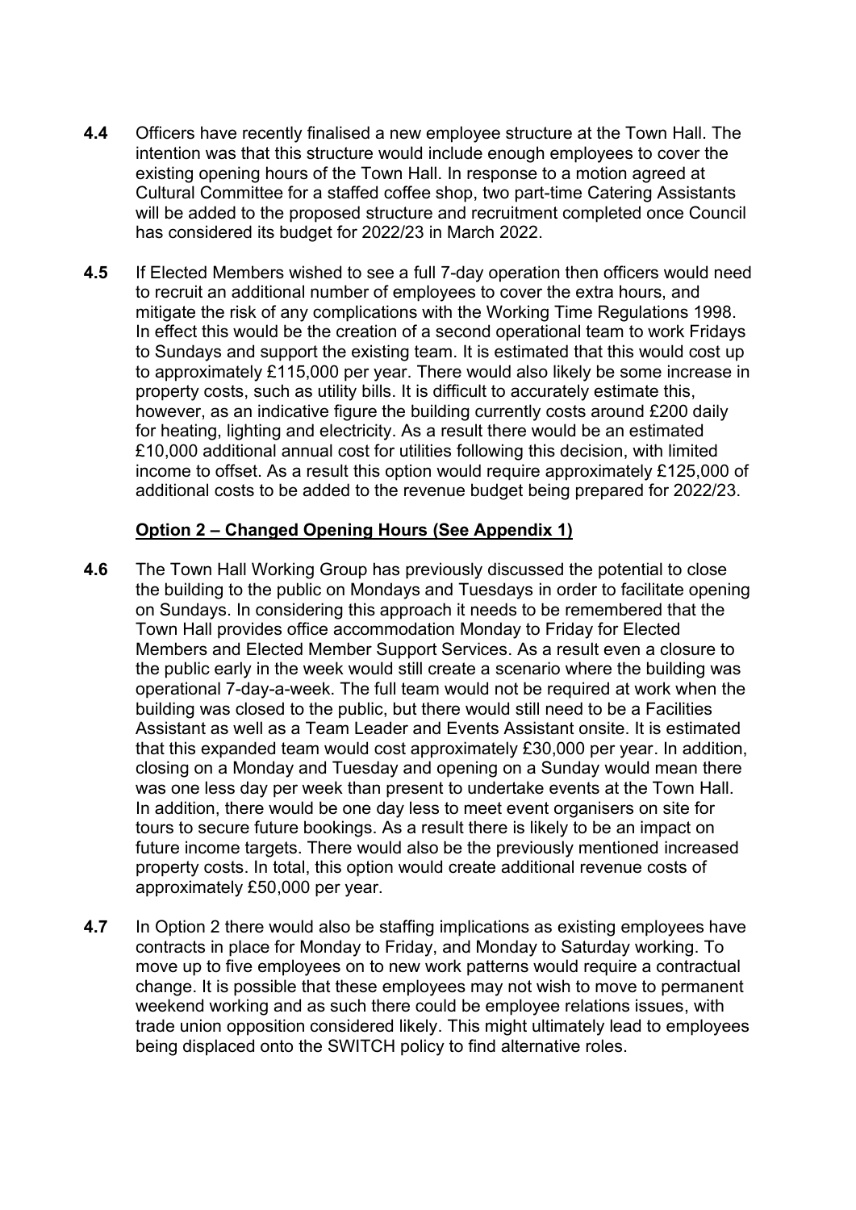**4.4** Officers have recently finalised a new employee structure at the Town Hall. The intention was that this structure would include enough employees to cover the existing opening hours of the Town Hall. In response to a motion agreed at Cultural Committee for a staffed coffee shop, two part-time Catering Assistants will be added to the proposed structure and recruitment completed once Council has considered its budget for 2022/23 in March 2022.

**4.5** If Elected Members wished to see a full 7-day operation then officers would need to recruit an additional number of employees to cover the extra hours, and mitigate the risk of any complications with the Working Time Regulations 1998. In effect this would be the creation of a second operational team to work Fridays to Sundays and support the existing team. It is estimated that this would cost up to approximately £115,000 per year. There would also likely be some increase in property costs, such as utility bills. It is difficult to accurately estimate this, however, as an indicative figure the building currently costs around £200 daily for heating, lighting and electricity. As a result there would be an estimated £10,000 additional annual cost for utilities following this decision, with limited income to offset. As a result this option would require approximately £125,000 of additional costs to be added to the revenue budget being prepared for 2022/23.

**<u>Option 2 – Changed Opening Hours (See Appendix 1)</u>**

**4.6** The Town Hall Working Group has previously discussed the potential to close the building to the public on Mondays and Tuesdays in order to facilitate opening on Sundays. In considering this approach it needs to be remembered that the Town Hall provides office accommodation Monday to Friday for Elected Members and Elected Member Support Services. As a result even a closure to the public early in the week would still create a scenario where the building was operational 7-day-a-week. The full team would not be required at work when the building was closed to the public, but there would still need to be a Facilities Assistant as well as a Team Leader and Events Assistant onsite. It is estimated that this expanded team would cost approximately £30,000 per year. In addition, closing on a Monday and Tuesday and opening on a Sunday would mean there was one less day per week than present to undertake events at the Town Hall. In addition, there would be one day less to meet event organisers on site for tours to secure future bookings. As a result there is likely to be an impact on future income targets. There would also be the previously mentioned increased property costs. In total, this option would create additional revenue costs of approximately £50,000 per year.

**4.7** In Option 2 there would also be staffing implications as existing employees have contracts in place for Monday to Friday, and Monday to Saturday working. To move up to five employees on to new work patterns would require a contractual change. It is possible that these employees may not wish to move to permanent weekend working and as such there could be employee relations issues, with trade union opposition considered likely. This might ultimately lead to employees being displaced onto the SWITCH policy to find alternative roles.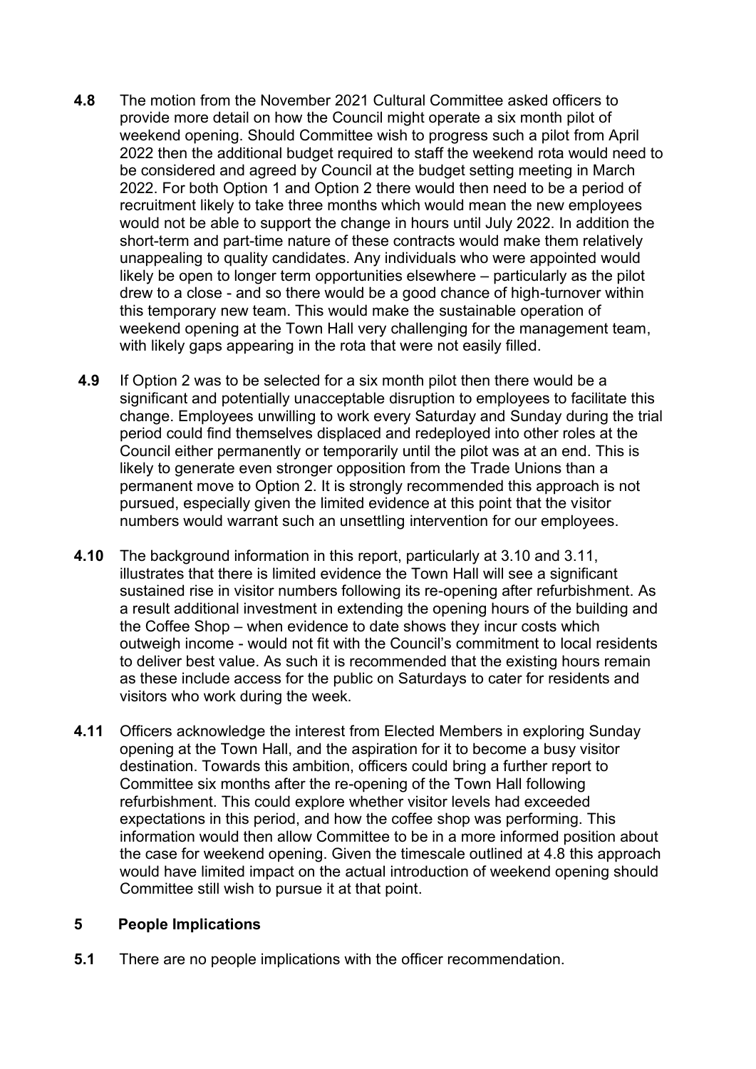**4.8** The motion from the November 2021 Cultural Committee asked officers to provide more detail on how the Council might operate a six month pilot of weekend opening. Should Committee wish to progress such a pilot from April 2022 then the additional budget required to staff the weekend rota would need to be considered and agreed by Council at the budget setting meeting in March 2022. For both Option 1 and Option 2 there would then need to be a period of recruitment likely to take three months which would mean the new employees would not be able to support the change in hours until July 2022. In addition the short-term and part-time nature of these contracts would make them relatively unappealing to quality candidates. Any individuals who were appointed would likely be open to longer term opportunities elsewhere – particularly as the pilot drew to a close - and so there would be a good chance of high-turnover within this temporary new team. This would make the sustainable operation of weekend opening at the Town Hall very challenging for the management team, with likely gaps appearing in the rota that were not easily filled.

**4.9** If Option 2 was to be selected for a six month pilot then there would be a significant and potentially unacceptable disruption to employees to facilitate this change. Employees unwilling to work every Saturday and Sunday during the trial period could find themselves displaced and redeployed into other roles at the Council either permanently or temporarily until the pilot was at an end. This is likely to generate even stronger opposition from the Trade Unions than a permanent move to Option 2. It is strongly recommended this approach is not pursued, especially given the limited evidence at this point that the visitor numbers would warrant such an unsettling intervention for our employees.

**4.10** The background information in this report, particularly at 3.10 and 3.11, illustrates that there is limited evidence the Town Hall will see a significant sustained rise in visitor numbers following its re-opening after refurbishment. As a result additional investment in extending the opening hours of the building and the Coffee Shop – when evidence to date shows they incur costs which outweigh income - would not fit with the Council's commitment to local residents to deliver best value. As such it is recommended that the existing hours remain as these include access for the public on Saturdays to cater for residents and visitors who work during the week.

**4.11** Officers acknowledge the interest from Elected Members in exploring Sunday opening at the Town Hall, and the aspiration for it to become a busy visitor destination. Towards this ambition, officers could bring a further report to Committee six months after the re-opening of the Town Hall following refurbishment. This could explore whether visitor levels had exceeded expectations in this period, and how the coffee shop was performing. This information would then allow Committee to be in a more informed position about the case for weekend opening. Given the timescale outlined at 4.8 this approach would have limited impact on the actual introduction of weekend opening should Committee still wish to pursue it at that point.

## 5 People Implications

**5.1** There are no people implications with the officer recommendation.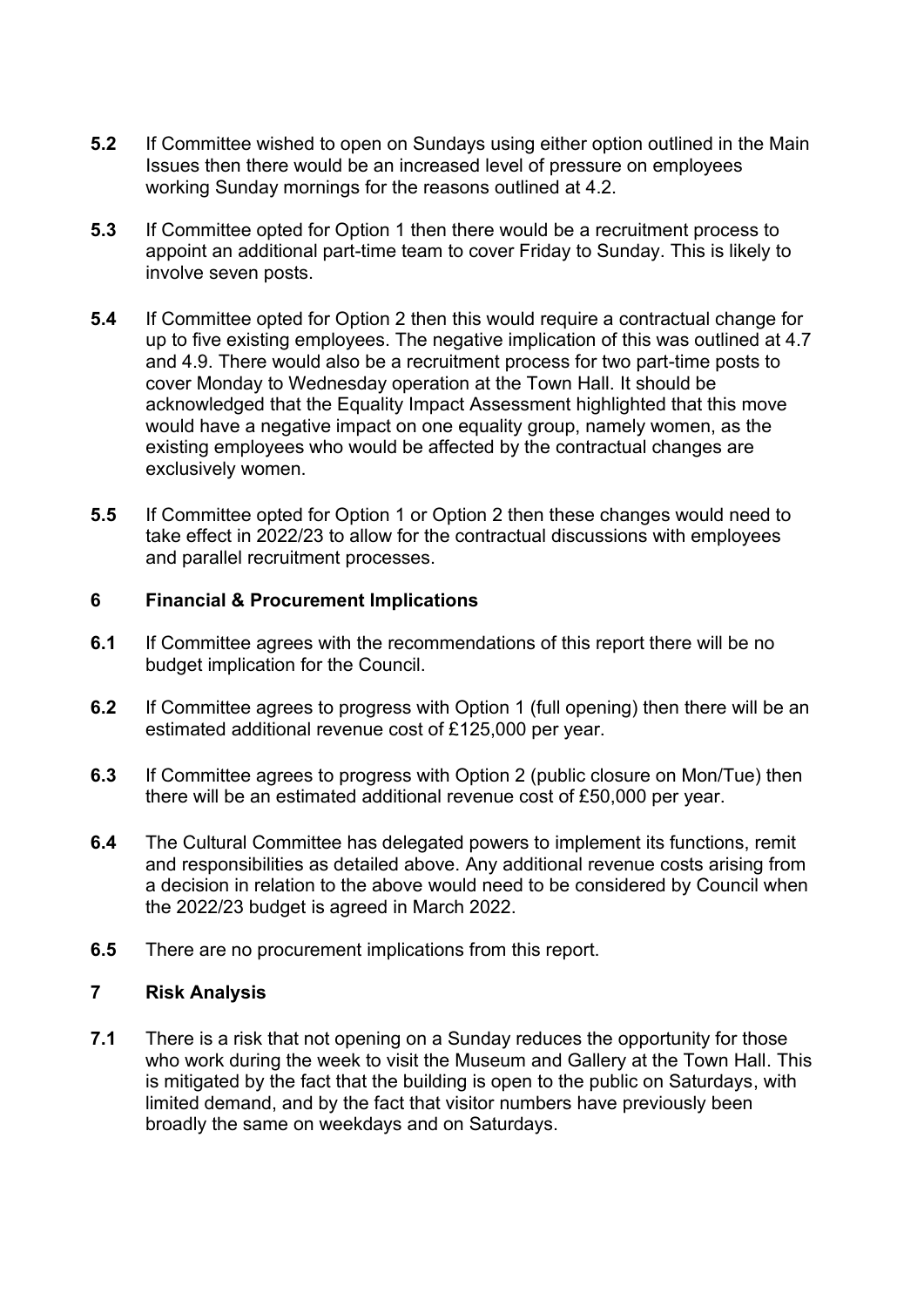**5.2** If Committee wished to open on Sundays using either option outlined in the Main Issues then there would be an increased level of pressure on employees working Sunday mornings for the reasons outlined at 4.2.

**5.3** If Committee opted for Option 1 then there would be a recruitment process to appoint an additional part-time team to cover Friday to Sunday. This is likely to involve seven posts.

**5.4** If Committee opted for Option 2 then this would require a contractual change for up to five existing employees. The negative implication of this was outlined at 4.7 and 4.9. There would also be a recruitment process for two part-time posts to cover Monday to Wednesday operation at the Town Hall. It should be acknowledged that the Equality Impact Assessment highlighted that this move would have a negative impact on one equality group, namely women, as the existing employees who would be affected by the contractual changes are exclusively women.

**5.5** If Committee opted for Option 1 or Option 2 then these changes would need to take effect in 2022/23 to allow for the contractual discussions with employees and parallel recruitment processes.

## 6 Financial & Procurement Implications

**6.1** If Committee agrees with the recommendations of this report there will be no budget implication for the Council.

**6.2** If Committee agrees to progress with Option 1 (full opening) then there will be an estimated additional revenue cost of £125,000 per year.

**6.3** If Committee agrees to progress with Option 2 (public closure on Mon/Tue) then there will be an estimated additional revenue cost of £50,000 per year.

**6.4** The Cultural Committee has delegated powers to implement its functions, remit and responsibilities as detailed above. Any additional revenue costs arising from a decision in relation to the above would need to be considered by Council when the 2022/23 budget is agreed in March 2022.

**6.5** There are no procurement implications from this report.

## 7 Risk Analysis

**7.1** There is a risk that not opening on a Sunday reduces the opportunity for those who work during the week to visit the Museum and Gallery at the Town Hall. This is mitigated by the fact that the building is open to the public on Saturdays, with limited demand, and by the fact that visitor numbers have previously been broadly the same on weekdays and on Saturdays.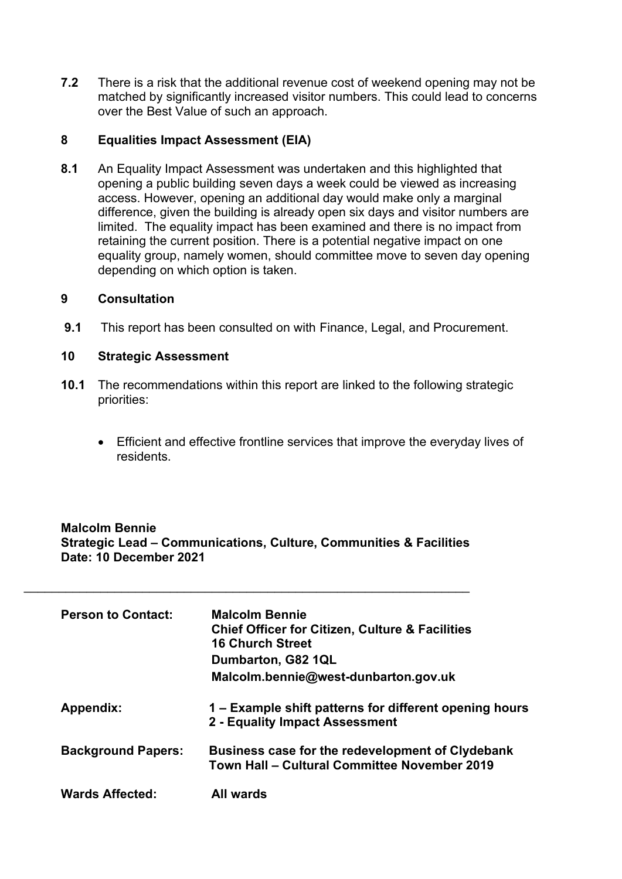**7.2** There is a risk that the additional revenue cost of weekend opening may not be matched by significantly increased visitor numbers. This could lead to concerns over the Best Value of such an approach.

## 8 Equalities Impact Assessment (EIA)

**8.1** An Equality Impact Assessment was undertaken and this highlighted that opening a public building seven days a week could be viewed as increasing access. However, opening an additional day would make only a marginal difference, given the building is already open six days and visitor numbers are limited. The equality impact has been examined and there is no impact from retaining the current position. There is a potential negative impact on one equality group, namely women, should committee move to seven day opening depending on which option is taken.

## 9 Consultation

**9.1** This report has been consulted on with Finance, Legal, and Procurement.

## 10 Strategic Assessment

**10.1** The recommendations within this report are linked to the following strategic priorities:

- Efficient and effective frontline services that improve the everyday lives of residents.

**Malcolm Bennie**
**Strategic Lead – Communications, Culture, Communities & Facilities**
**Date: 10 December 2021**

---

| | |
|---|---|
| **Person to Contact:** | **Malcolm Bennie**<br>**Chief Officer for Citizen, Culture & Facilities**<br>**16 Church Street**<br>**Dumbarton, G82 1QL**<br>**Malcolm.bennie@west-dunbarton.gov.uk** |
| **Appendix:** | **1 – Example shift patterns for different opening hours**<br>**2 - Equality Impact Assessment** |
| **Background Papers:** | **Business case for the redevelopment of Clydebank Town Hall – Cultural Committee November 2019** |
| **Wards Affected:** | **All wards** |